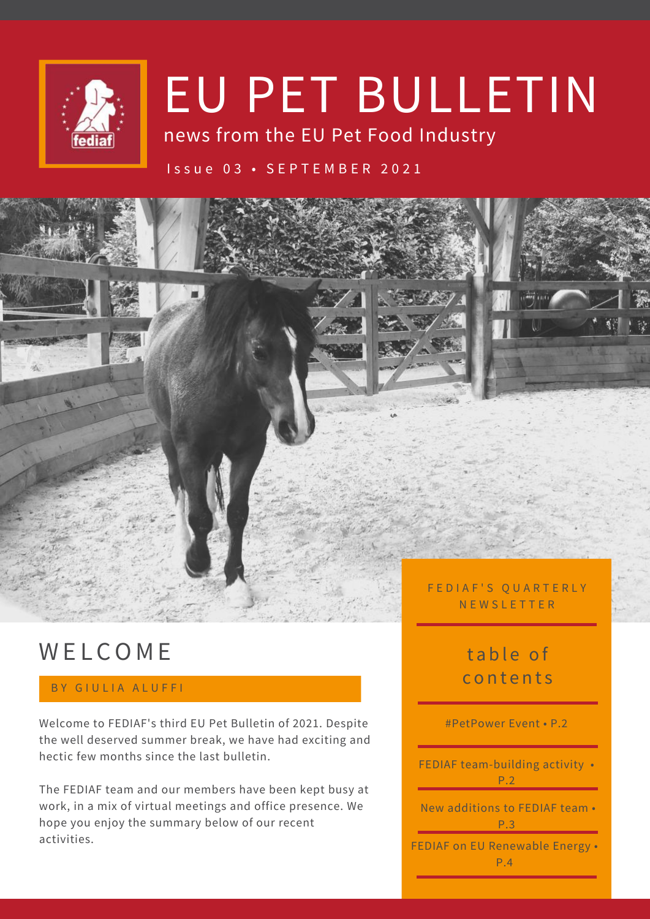# EU PET BULLETIN

news from the EU Pet Food Industry

Issue 03 • SEPTEMBER 2021

FEDIAF'S QUARTERLY NEWSLETTER

## table of contents

- #PetPower Event • P.2
- FEDIAF team-building activity • P.2
- New additions to FEDIAF team • P.3
- FEDIAF on EU Renewable Energy • P.4

## WELCOME

BY GIULIA ALUFFI

Welcome to FEDIAF's third EU Pet Bulletin of 2021. Despite the well deserved summer break, we have had exciting and hectic few months since the last bulletin.

The FEDIAF team and our members have been kept busy at work, in a mix of virtual meetings and office presence. We hope you enjoy the summary below of our recent activities.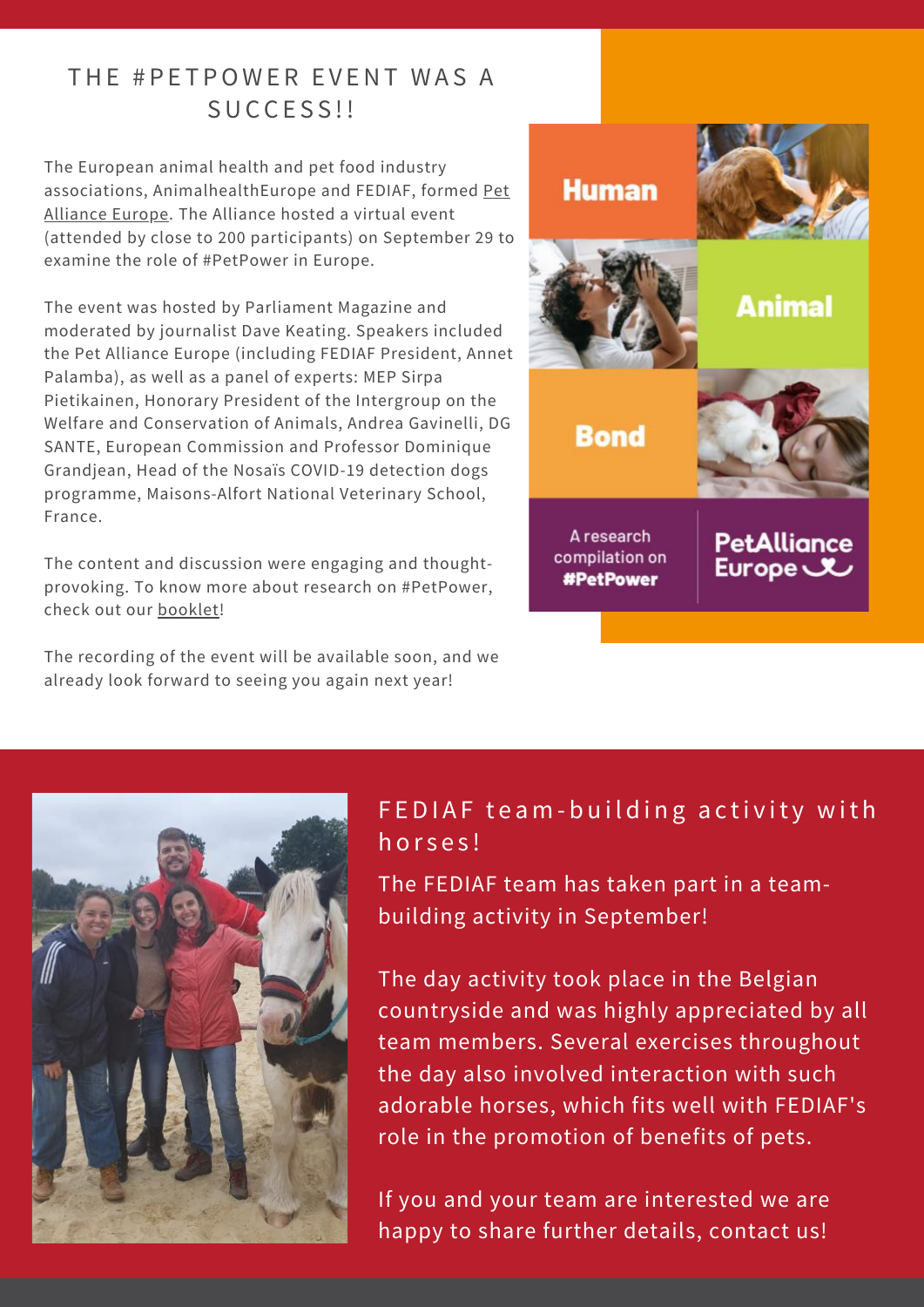## THE #PETPOWER EVENT WAS A SUCCESS!!

The European animal health and pet food industry associations, AnimalhealthEurope and FEDIAF, formed Pet Alliance Europe. The Alliance hosted a virtual event (attended by close to 200 participants) on September 29 to examine the role of #PetPower in Europe.

The event was hosted by Parliament Magazine and moderated by journalist Dave Keating. Speakers included the Pet Alliance Europe (including FEDIAF President, Annet Palamba), as well as a panel of experts: MEP Sirpa Pietikainen, Honorary President of the Intergroup on the Welfare and Conservation of Animals, Andrea Gavinelli, DG SANTE, European Commission and Professor Dominique Grandjean, Head of the Nosaïs COVID-19 detection dogs programme, Maisons-Alfort National Veterinary School, France.

The content and discussion were engaging and thought-provoking. To know more about research on #PetPower, check out our booklet!

The recording of the event will be available soon, and we already look forward to seeing you again next year!

Human

Animal

Bond

A research compilation on **#PetPower**

**PetAlliance Europe**

## FEDIAF team-building activity with horses!

The FEDIAF team has taken part in a team-building activity in September!

The day activity took place in the Belgian countryside and was highly appreciated by all team members. Several exercises throughout the day also involved interaction with such adorable horses, which fits well with FEDIAF's role in the promotion of benefits of pets.

If you and your team are interested we are happy to share further details, contact us!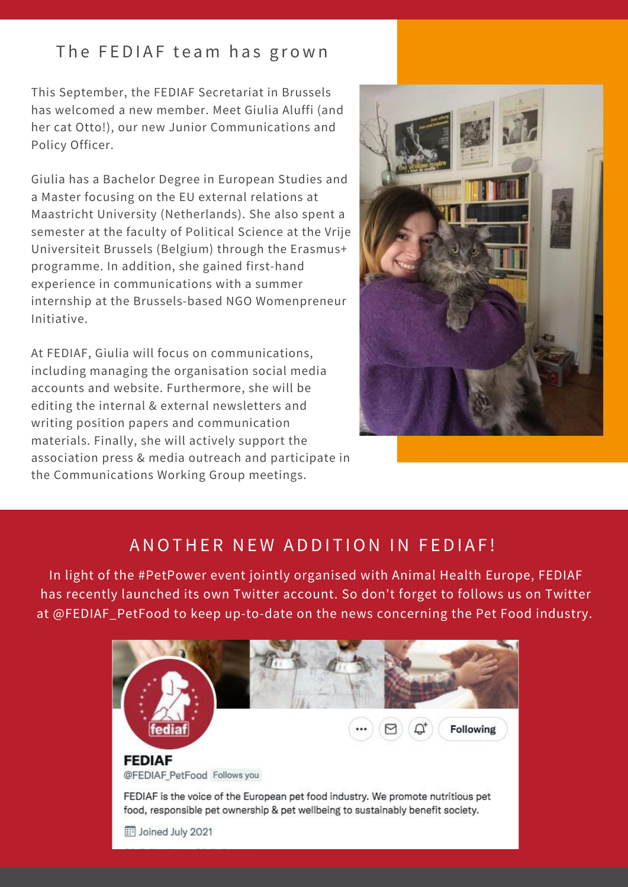## The FEDIAF team has grown

This September, the FEDIAF Secretariat in Brussels has welcomed a new member. Meet Giulia Aluffi (and her cat Otto!), our new Junior Communications and Policy Officer.

Giulia has a Bachelor Degree in European Studies and a Master focusing on the EU external relations at Maastricht University (Netherlands). She also spent a semester at the faculty of Political Science at the Vrije Universiteit Brussels (Belgium) through the Erasmus+ programme. In addition, she gained first-hand experience in communications with a summer internship at the Brussels-based NGO Womenpreneur Initiative.

At FEDIAF, Giulia will focus on communications, including managing the organisation social media accounts and website. Furthermore, she will be editing the internal & external newsletters and writing position papers and communication materials. Finally, she will actively support the association press & media outreach and participate in the Communications Working Group meetings.

## ANOTHER NEW ADDITION IN FEDIAF!

In light of the #PetPower event jointly organised with Animal Health Europe, FEDIAF has recently launched its own Twitter account. So don't forget to follows us on Twitter at @FEDIAF_PetFood to keep up-to-date on the news concerning the Pet Food industry.

**FEDIAF**
@FEDIAF_PetFood Follows you

FEDIAF is the voice of the European pet food industry. We promote nutritious pet food, responsible pet ownership & pet wellbeing to sustainably benefit society.

Joined July 2021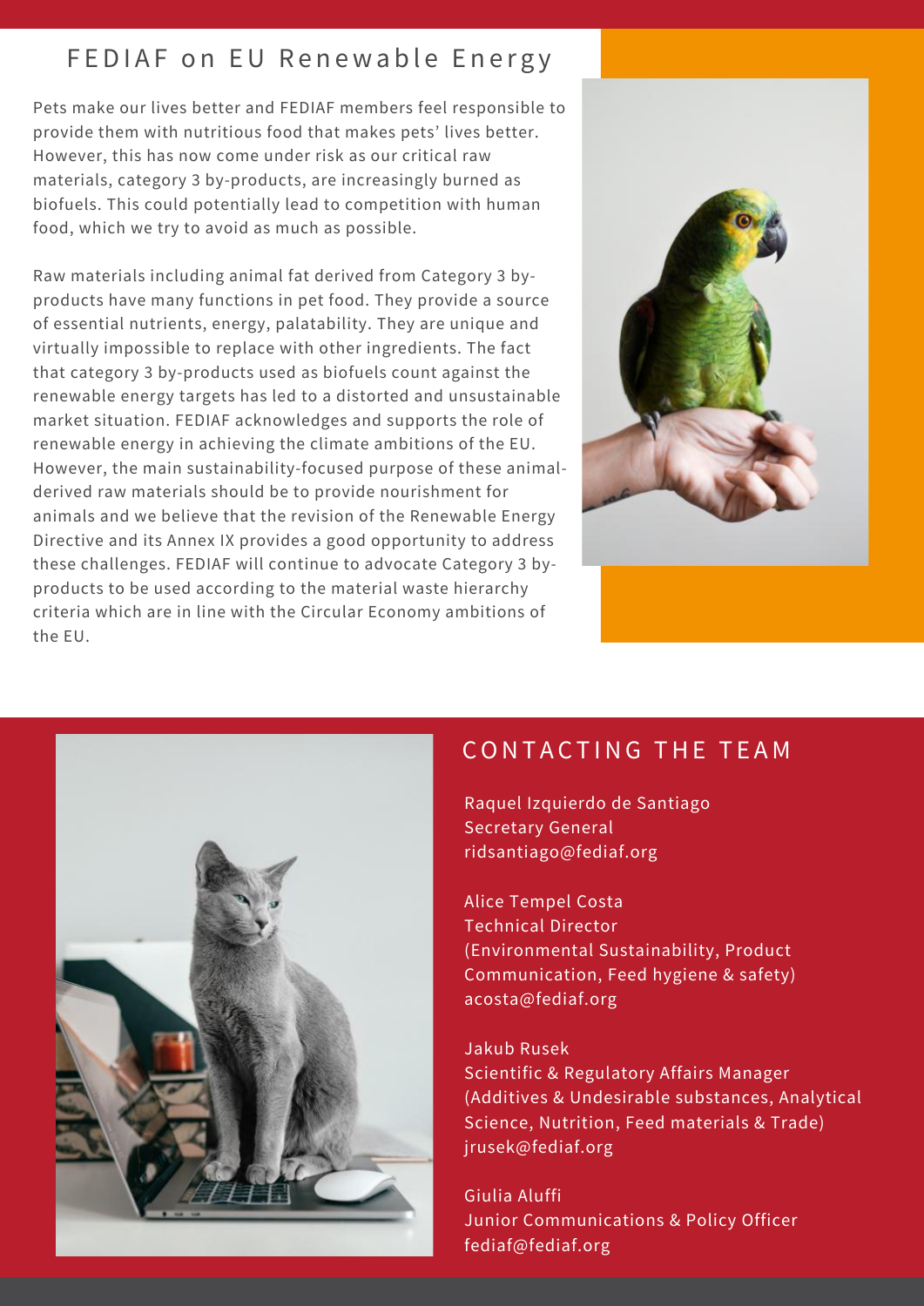## FEDIAF on EU Renewable Energy

Pets make our lives better and FEDIAF members feel responsible to provide them with nutritious food that makes pets' lives better. However, this has now come under risk as our critical raw materials, category 3 by-products, are increasingly burned as biofuels. This could potentially lead to competition with human food, which we try to avoid as much as possible.

Raw materials including animal fat derived from Category 3 by-products have many functions in pet food. They provide a source of essential nutrients, energy, palatability. They are unique and virtually impossible to replace with other ingredients. The fact that category 3 by-products used as biofuels count against the renewable energy targets has led to a distorted and unsustainable market situation. FEDIAF acknowledges and supports the role of renewable energy in achieving the climate ambitions of the EU. However, the main sustainability-focused purpose of these animal-derived raw materials should be to provide nourishment for animals and we believe that the revision of the Renewable Energy Directive and its Annex IX provides a good opportunity to address these challenges. FEDIAF will continue to advocate Category 3 by-products to be used according to the material waste hierarchy criteria which are in line with the Circular Economy ambitions of the EU.

## CONTACTING THE TEAM

Raquel Izquierdo de Santiago
Secretary General
ridsantiago@fediaf.org

Alice Tempel Costa
Technical Director
(Environmental Sustainability, Product Communication, Feed hygiene & safety)
acosta@fediaf.org

Jakub Rusek
Scientific & Regulatory Affairs Manager
(Additives & Undesirable substances, Analytical Science, Nutrition, Feed materials & Trade)
jrusek@fediaf.org

Giulia Aluffi
Junior Communications & Policy Officer
fediaf@fediaf.org